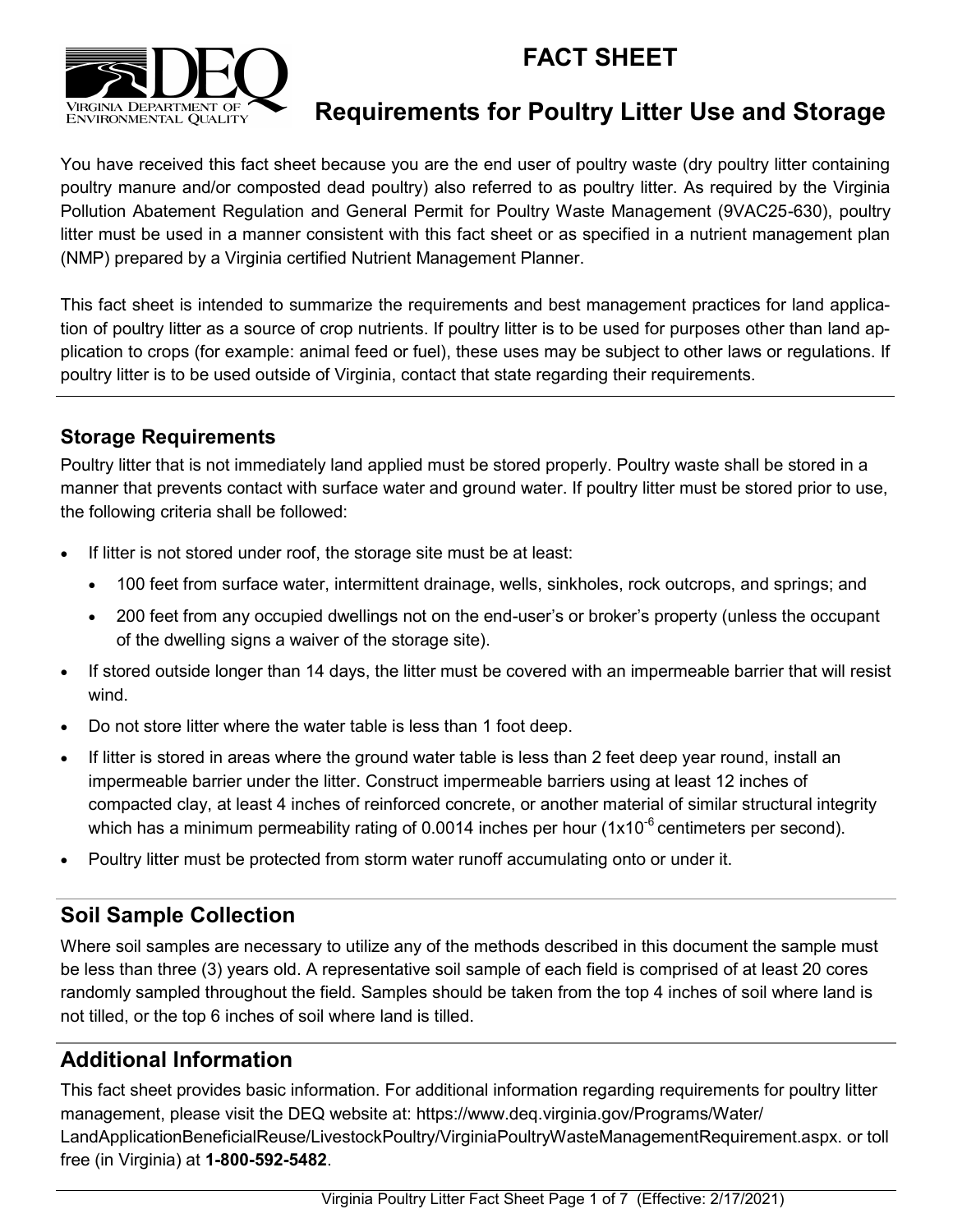# FACT SHEET

## Requirements for Poultry Litter Use and Storage

You have received this fact sheet because you are the end user of poultry waste (dry poultry litter containing poultry manure and/or composted dead poultry) also referred to as poultry litter. As required by the Virginia Pollution Abatement Regulation and General Permit for Poultry Waste Management (9VAC25-630), poultry litter must be used in a manner consistent with this fact sheet or as specified in a nutrient management plan (NMP) prepared by a Virginia certified Nutrient Management Planner.

This fact sheet is intended to summarize the requirements and best management practices for land application of poultry litter as a source of crop nutrients. If poultry litter is to be used for purposes other than land application to crops (for example: animal feed or fuel), these uses may be subject to other laws or regulations. If poultry litter is to be used outside of Virginia, contact that state regarding their requirements.

### Storage Requirements

Poultry litter that is not immediately land applied must be stored properly. Poultry waste shall be stored in a manner that prevents contact with surface water and ground water. If poultry litter must be stored prior to use, the following criteria shall be followed:

- If litter is not stored under roof, the storage site must be at least:
  - 100 feet from surface water, intermittent drainage, wells, sinkholes, rock outcrops, and springs; and
  - 200 feet from any occupied dwellings not on the end-user's or broker's property (unless the occupant of the dwelling signs a waiver of the storage site).
- If stored outside longer than 14 days, the litter must be covered with an impermeable barrier that will resist wind.
- Do not store litter where the water table is less than 1 foot deep.
- If litter is stored in areas where the ground water table is less than 2 feet deep year round, install an impermeable barrier under the litter. Construct impermeable barriers using at least 12 inches of compacted clay, at least 4 inches of reinforced concrete, or another material of similar structural integrity which has a minimum permeability rating of 0.0014 inches per hour ($1x10^{-6}$ centimeters per second).
- Poultry litter must be protected from storm water runoff accumulating onto or under it.

## Soil Sample Collection

Where soil samples are necessary to utilize any of the methods described in this document the sample must be less than three (3) years old. A representative soil sample of each field is comprised of at least 20 cores randomly sampled throughout the field. Samples should be taken from the top 4 inches of soil where land is not tilled, or the top 6 inches of soil where land is tilled.

## Additional Information

This fact sheet provides basic information. For additional information regarding requirements for poultry litter management, please visit the DEQ website at: https://www.deq.virginia.gov/Programs/Water/LandApplicationBeneficialReuse/LivestockPoultry/VirginiaPoultryWasteManagementRequirement.aspx. or toll free (in Virginia) at **1-800-592-5482**.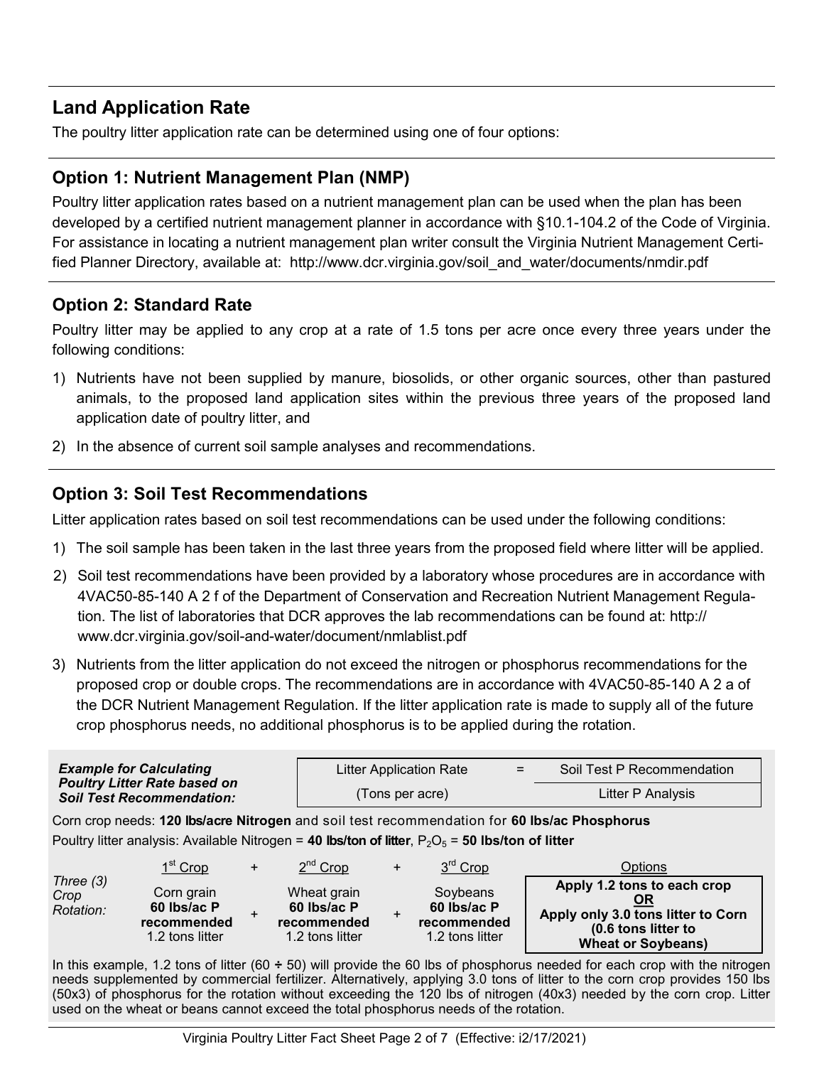## Land Application Rate

The poultry litter application rate can be determined using one of four options:

### Option 1: Nutrient Management Plan (NMP)

Poultry litter application rates based on a nutrient management plan can be used when the plan has been developed by a certified nutrient management planner in accordance with §10.1-104.2 of the Code of Virginia. For assistance in locating a nutrient management plan writer consult the Virginia Nutrient Management Certified Planner Directory, available at: http://www.dcr.virginia.gov/soil_and_water/documents/nmdir.pdf

### Option 2: Standard Rate

Poultry litter may be applied to any crop at a rate of 1.5 tons per acre once every three years under the following conditions:

1) Nutrients have not been supplied by manure, biosolids, or other organic sources, other than pastured animals, to the proposed land application sites within the previous three years of the proposed land application date of poultry litter, and
2) In the absence of current soil sample analyses and recommendations.

### Option 3: Soil Test Recommendations

Litter application rates based on soil test recommendations can be used under the following conditions:

1) The soil sample has been taken in the last three years from the proposed field where litter will be applied.
2) Soil test recommendations have been provided by a laboratory whose procedures are in accordance with 4VAC50-85-140 A 2 f of the Department of Conservation and Recreation Nutrient Management Regulation. The list of laboratories that DCR approves the lab recommendations can be found at: http://www.dcr.virginia.gov/soil-and-water/document/nmlablist.pdf
3) Nutrients from the litter application do not exceed the nitrogen or phosphorus recommendations for the proposed crop or double crops. The recommendations are in accordance with 4VAC50-85-140 A 2 a of the DCR Nutrient Management Regulation. If the litter application rate is made to supply all of the future crop phosphorus needs, no additional phosphorus is to be applied during the rotation.

***Example for Calculating Poultry Litter Rate based on Soil Test Recommendation:***

$$\frac{\text{Litter Application Rate}}{\text{(Tons per acre)}} = \frac{\text{Soil Test P Recommendation}}{\text{Litter P Analysis}}$$

Corn crop needs: **120 lbs/acre Nitrogen** and soil test recommendation for **60 lbs/ac Phosphorus**

Poultry litter analysis: Available Nitrogen = **40 lbs/ton of litter**, $P_2O_5$ = **50 lbs/ton of litter**

| | 1[st] Crop | + | 2[nd] Crop | + | 3[rd] Crop | Options |
|---|---|---|---|---|---|---|
| *Three (3) Crop Rotation:* | Corn grain **60 lbs/ac P recommended** 1.2 tons litter | + | Wheat grain **60 lbs/ac P recommended** 1.2 tons litter | + | Soybeans **60 lbs/ac P recommended** 1.2 tons litter | **Apply 1.2 tons to each crop** **OR** **Apply only 3.0 tons litter to Corn (0.6 tons litter to Wheat or Soybeans)** |

In this example, 1.2 tons of litter (60 ÷ 50) will provide the 60 lbs of phosphorus needed for each crop with the nitrogen needs supplemented by commercial fertilizer. Alternatively, applying 3.0 tons of litter to the corn crop provides 150 lbs (50x3) of phosphorus for the rotation without exceeding the 120 lbs of nitrogen (40x3) needed by the corn crop. Litter used on the wheat or beans cannot exceed the total phosphorus needs of the rotation.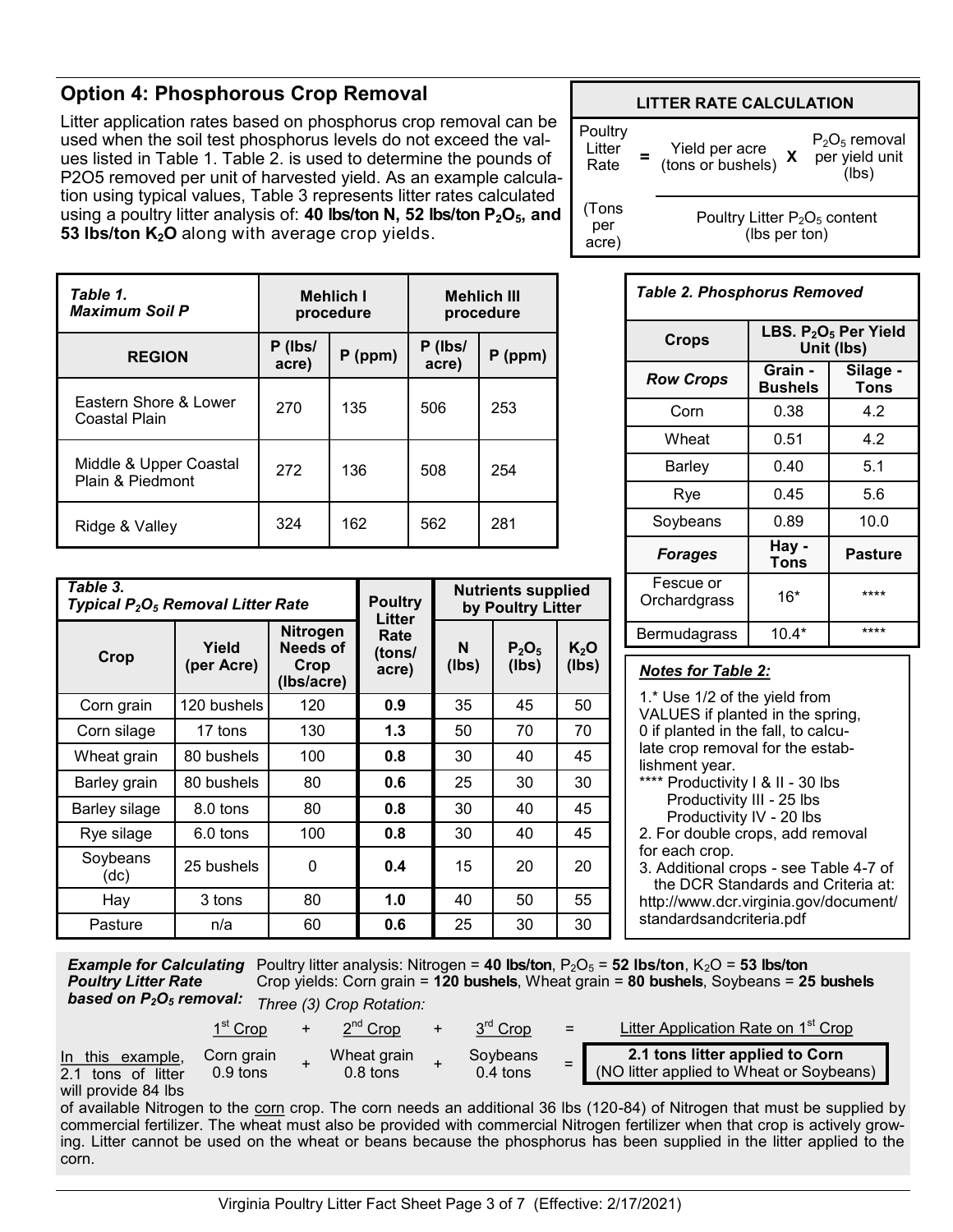## Option 4: Phosphorous Crop Removal

Litter application rates based on phosphorus crop removal can be used when the soil test phosphorus levels do not exceed the values listed in Table 1. Table 2. is used to determine the pounds of P2O5 removed per unit of harvested yield. As an example calculation using typical values, Table 3 represents litter rates calculated using a poultry litter analysis of: **40 lbs/ton N, 52 lbs/ton $P_2O_5$, and 53 lbs/ton $K_2O$** along with average crop yields.

**LITTER RATE CALCULATION**

$$\text{Poultry Litter Rate (Tons per acre)} = \frac{\text{Yield per acre (tons or bushels)} \times P_2O_5 \text{ removal per yield unit (lbs)}}{\text{Poultry Litter } P_2O_5 \text{ content (lbs per ton)}}$$

| *Table 1. Maximum Soil P* | Mehlich I procedure | | Mehlich III procedure | |
|---|---|---|---|---|
| **REGION** | **P (lbs/acre)** | **P (ppm)** | **P (lbs/acre)** | **P (ppm)** |
| Eastern Shore & Lower Coastal Plain | 270 | 135 | 506 | 253 |
| Middle & Upper Coastal Plain & Piedmont | 272 | 136 | 508 | 254 |
| Ridge & Valley | 324 | 162 | 562 | 281 |

| *Table 2. Phosphorus Removed* | | |
|---|---|---|
| **Crops** | **LBS. $P_2O_5$ Per Yield Unit (lbs)** | |
| ***Row Crops*** | **Grain - Bushels** | **Silage - Tons** |
| Corn | 0.38 | 4.2 |
| Wheat | 0.51 | 4.2 |
| Barley | 0.40 | 5.1 |
| Rye | 0.45 | 5.6 |
| Soybeans | 0.89 | 10.0 |
| ***Forages*** | **Hay - Tons** | **Pasture** |
| Fescue or Orchardgrass | 16* | **** |
| Bermudagrass | 10.4* | **** |

***Notes for Table 2:***

1.* Use 1/2 of the yield from VALUES if planted in the spring, 0 if planted in the fall, to calculate crop removal for the establishment year.

**** Productivity I & II - 30 lbs
Productivity III - 25 lbs
Productivity IV - 20 lbs

2. For double crops, add removal for each crop.
3. Additional crops - see Table 4-7 of the DCR Standards and Criteria at: http://www.dcr.virginia.gov/document/standardsandcriteria.pdf

| *Table 3. Typical $P_2O_5$ Removal Litter Rate* | | | Poultry Litter Rate (tons/acre) | Nutrients supplied by Poultry Litter | | |
|---|---|---|---|---|---|---|
| **Crop** | **Yield (per Acre)** | **Nitrogen Needs of Crop (lbs/acre)** | | **N (lbs)** | **$P_2O_5$ (lbs)** | **$K_2O$ (lbs)** |
| Corn grain | 120 bushels | 120 | **0.9** | 35 | 45 | 50 |
| Corn silage | 17 tons | 130 | **1.3** | 50 | 70 | 70 |
| Wheat grain | 80 bushels | 100 | **0.8** | 30 | 40 | 45 |
| Barley grain | 80 bushels | 80 | **0.6** | 25 | 30 | 30 |
| Barley silage | 8.0 tons | 80 | **0.8** | 30 | 40 | 45 |
| Rye silage | 6.0 tons | 100 | **0.8** | 30 | 40 | 45 |
| Soybeans (dc) | 25 bushels | 0 | **0.4** | 15 | 20 | 20 |
| Hay | 3 tons | 80 | **1.0** | 40 | 50 | 55 |
| Pasture | n/a | 60 | **0.6** | 25 | 30 | 30 |

***Example for Calculating Poultry Litter Rate based on $P_2O_5$ removal:*** Poultry litter analysis: Nitrogen = **40 lbs/ton**, $P_2O_5$ = **52 lbs/ton**, $K_2O$ = **53 lbs/ton**
Crop yields: Corn grain = **120 bushels**, Wheat grain = **80 bushels**, Soybeans = **25 bushels**
*Three (3) Crop Rotation:*

| 1st Crop | + | 2nd Crop | + | 3rd Crop | = | Litter Application Rate on 1st Crop |
|---|---|---|---|---|---|---|
| Corn grain 0.9 tons | + | Wheat grain 0.8 tons | + | Soybeans 0.4 tons | = | **2.1 tons litter applied to Corn** (NO litter applied to Wheat or Soybeans) |

In this example, 2.1 tons of litter will provide 84 lbs of available Nitrogen to the corn crop. The corn needs an additional 36 lbs (120-84) of Nitrogen that must be supplied by commercial fertilizer. The wheat must also be provided with commercial Nitrogen fertilizer when that crop is actively growing. Litter cannot be used on the wheat or beans because the phosphorus has been supplied in the litter applied to the corn.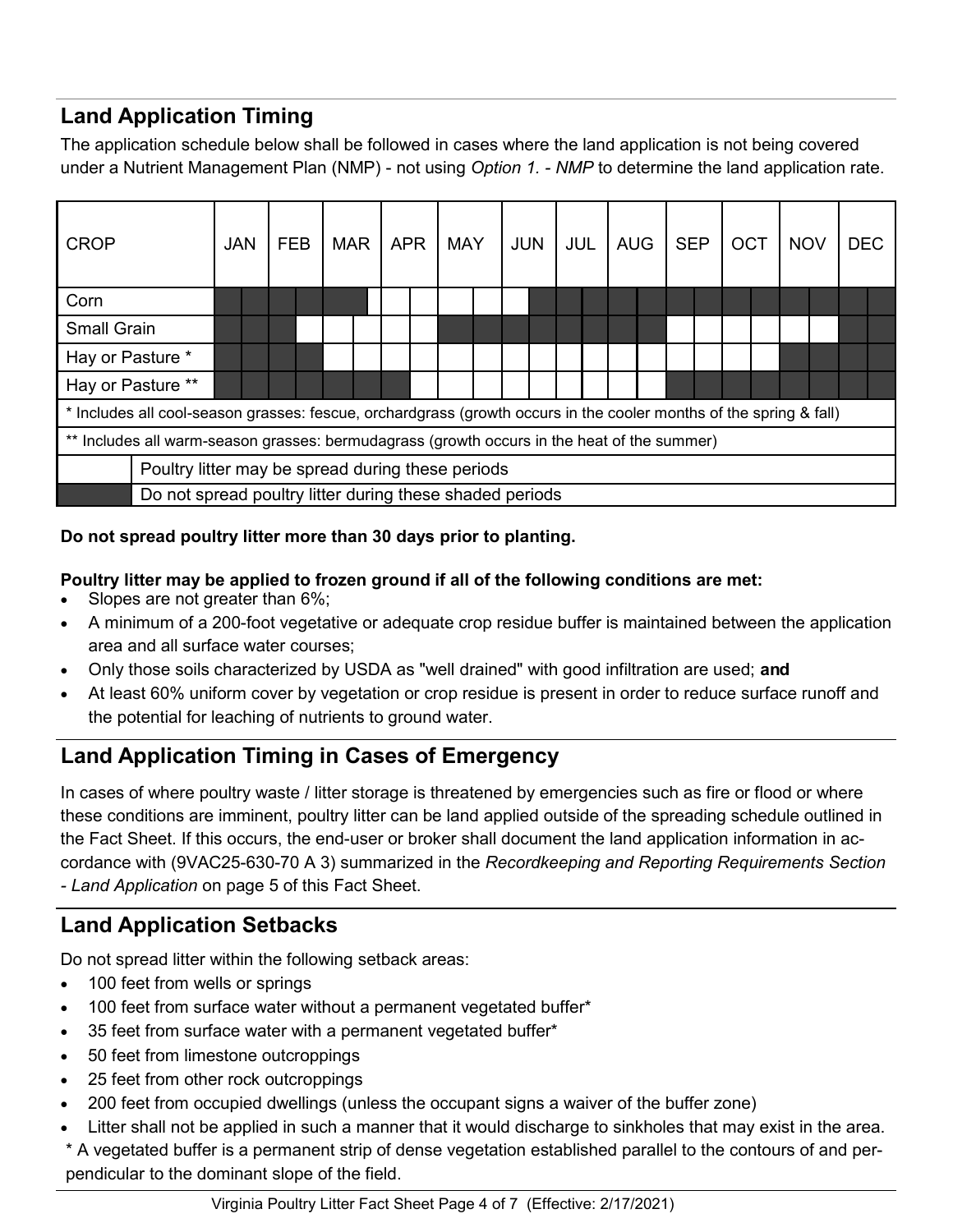## Land Application Timing

The application schedule below shall be followed in cases where the land application is not being covered under a Nutrient Management Plan (NMP) - not using *Option 1. - NMP* to determine the land application rate.

| CROP | JAN | | FEB | | MAR | | APR | | MAY | | JUN | | JUL | | AUG | | SEP | | OCT | | NOV | | DEC | |
|---|---|---|---|---|---|---|---|---|---|---|---|---|---|---|---|---|---|---|---|---|---|---|---|---|
| Corn | ■ | ■ | ■ | ■ | ■ | | | | | | | ■ | ■ | ■ | ■ | ■ | ■ | ■ | ■ | ■ | ■ | ■ | ■ | ■ |
| Small Grain | ■ | ■ | ■ | | | | | | ■ | ■ | ■ | ■ | ■ | ■ | ■ | ■ | | | | | | | ■ | ■ |
| Hay or Pasture * | ■ | ■ | ■ | ■ | | | | | | | | | | | | | | | | | ■ | ■ | ■ | ■ |
| Hay or Pasture ** | ■ | ■ | ■ | ■ | ■ | ■ | ■ | | | | | | | | | | ■ | ■ | ■ | ■ | ■ | ■ | ■ | ■ |

\* Includes all cool-season grasses: fescue, orchardgrass (growth occurs in the cooler months of the spring & fall)

** Includes all warm-season grasses: bermudagrass (growth occurs in the heat of the summer)

| | |
|---|---|
| (blank) | Poultry litter may be spread during these periods |
| ■ | Do not spread poultry litter during these shaded periods |

**Do not spread poultry litter more than 30 days prior to planting.**

**Poultry litter may be applied to frozen ground if all of the following conditions are met:**

- Slopes are not greater than 6%;
- A minimum of a 200-foot vegetative or adequate crop residue buffer is maintained between the application area and all surface water courses;
- Only those soils characterized by USDA as "well drained" with good infiltration are used; **and**
- At least 60% uniform cover by vegetation or crop residue is present in order to reduce surface runoff and the potential for leaching of nutrients to ground water.

## Land Application Timing in Cases of Emergency

In cases of where poultry waste / litter storage is threatened by emergencies such as fire or flood or where these conditions are imminent, poultry litter can be land applied outside of the spreading schedule outlined in the Fact Sheet. If this occurs, the end-user or broker shall document the land application information in accordance with (9VAC25-630-70 A 3) summarized in the *Recordkeeping and Reporting Requirements Section - Land Application* on page 5 of this Fact Sheet.

## Land Application Setbacks

Do not spread litter within the following setback areas:

- 100 feet from wells or springs
- 100 feet from surface water without a permanent vegetated buffer*
- 35 feet from surface water with a permanent vegetated buffer*
- 50 feet from limestone outcroppings
- 25 feet from other rock outcroppings
- 200 feet from occupied dwellings (unless the occupant signs a waiver of the buffer zone)
- Litter shall not be applied in such a manner that it would discharge to sinkholes that may exist in the area.

\* A vegetated buffer is a permanent strip of dense vegetation established parallel to the contours of and perpendicular to the dominant slope of the field.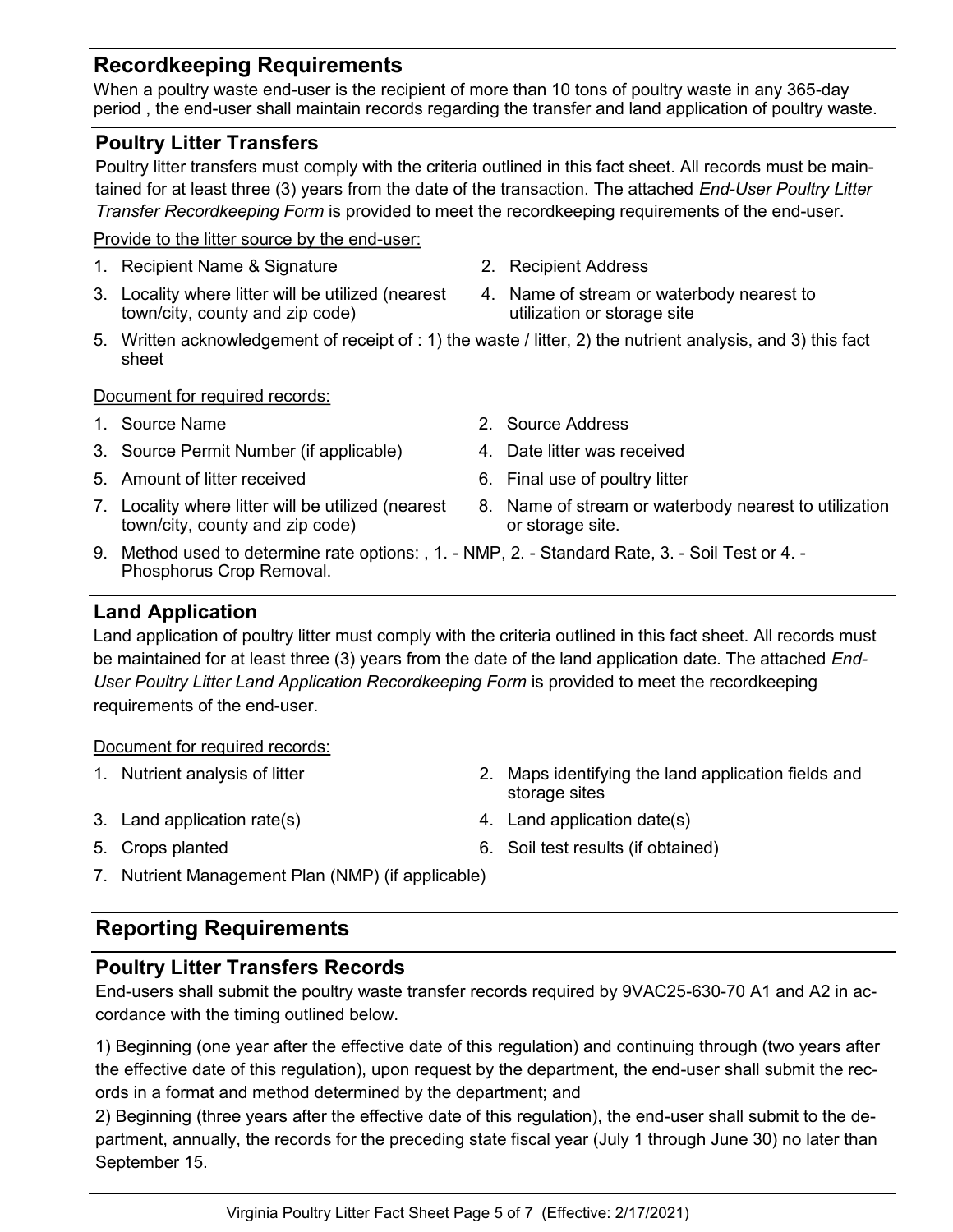## Recordkeeping Requirements

When a poultry waste end-user is the recipient of more than 10 tons of poultry waste in any 365-day period , the end-user shall maintain records regarding the transfer and land application of poultry waste.

### Poultry Litter Transfers

Poultry litter transfers must comply with the criteria outlined in this fact sheet. All records must be maintained for at least three (3) years from the date of the transaction. The attached *End-User Poultry Litter Transfer Recordkeeping Form* is provided to meet the recordkeeping requirements of the end-user.

Provide to the litter source by the end-user:

1. Recipient Name & Signature
2. Recipient Address
3. Locality where litter will be utilized (nearest town/city, county and zip code)
4. Name of stream or waterbody nearest to utilization or storage site
5. Written acknowledgement of receipt of : 1) the waste / litter, 2) the nutrient analysis, and 3) this fact sheet

Document for required records:

1. Source Name
2. Source Address
3. Source Permit Number (if applicable)
4. Date litter was received
5. Amount of litter received
6. Final use of poultry litter
7. Locality where litter will be utilized (nearest town/city, county and zip code)
8. Name of stream or waterbody nearest to utilization or storage site.
9. Method used to determine rate options: , 1. - NMP, 2. - Standard Rate, 3. - Soil Test or 4. - Phosphorus Crop Removal.

### Land Application

Land application of poultry litter must comply with the criteria outlined in this fact sheet. All records must be maintained for at least three (3) years from the date of the land application date. The attached *End-User Poultry Litter Land Application Recordkeeping Form* is provided to meet the recordkeeping requirements of the end-user.

Document for required records:

1. Nutrient analysis of litter
2. Maps identifying the land application fields and storage sites
3. Land application rate(s)
4. Land application date(s)
5. Crops planted
6. Soil test results (if obtained)
7. Nutrient Management Plan (NMP) (if applicable)

## Reporting Requirements

### Poultry Litter Transfers Records

End-users shall submit the poultry waste transfer records required by 9VAC25-630-70 A1 and A2 in accordance with the timing outlined below.

1) Beginning (one year after the effective date of this regulation) and continuing through (two years after the effective date of this regulation), upon request by the department, the end-user shall submit the records in a format and method determined by the department; and

2) Beginning (three years after the effective date of this regulation), the end-user shall submit to the department, annually, the records for the preceding state fiscal year (July 1 through June 30) no later than September 15.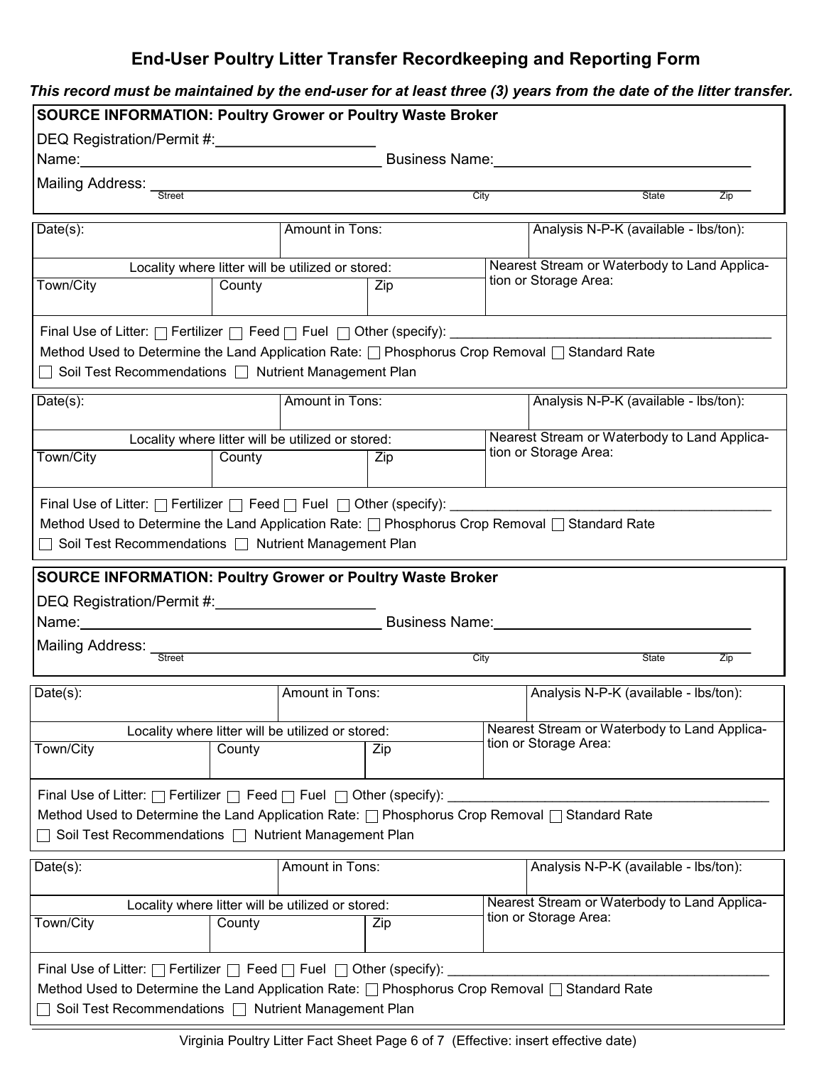# End-User Poultry Litter Transfer Recordkeeping and Reporting Form

***This record must be maintained by the end-user for at least three (3) years from the date of the litter transfer.***

**SOURCE INFORMATION: Poultry Grower or Poultry Waste Broker**

DEQ Registration/Permit #:____________________

Name:________________________________________ Business Name:________________________________

Mailing Address: ____________________________________________________________________
Street City State Zip

| Date(s): | | Amount in Tons: | Analysis N-P-K (available - lbs/ton): |
|---|---|---|---|
| Locality where litter will be utilized or stored: | | | Nearest Stream or Waterbody to Land Application or Storage Area: |
| Town/City | County | Zip | |

Final Use of Litter: ☐ Fertilizer ☐ Feed ☐ Fuel ☐ Other (specify): ____________________________________________

Method Used to Determine the Land Application Rate: ☐ Phosphorus Crop Removal ☐ Standard Rate

☐ Soil Test Recommendations ☐ Nutrient Management Plan

| Date(s): | | Amount in Tons: | Analysis N-P-K (available - lbs/ton): |
|---|---|---|---|
| Locality where litter will be utilized or stored: | | | Nearest Stream or Waterbody to Land Application or Storage Area: |
| Town/City | County | Zip | |

Final Use of Litter: ☐ Fertilizer ☐ Feed ☐ Fuel ☐ Other (specify): ____________________________________________

Method Used to Determine the Land Application Rate: ☐ Phosphorus Crop Removal ☐ Standard Rate

☐ Soil Test Recommendations ☐ Nutrient Management Plan

**SOURCE INFORMATION: Poultry Grower or Poultry Waste Broker**

DEQ Registration/Permit #:____________________

Name:________________________________________ Business Name:________________________________

Mailing Address: ____________________________________________________________________
Street City State Zip

| Date(s): | | Amount in Tons: | Analysis N-P-K (available - lbs/ton): |
|---|---|---|---|
| Locality where litter will be utilized or stored: | | | Nearest Stream or Waterbody to Land Application or Storage Area: |
| Town/City | County | Zip | |

Final Use of Litter: ☐ Fertilizer ☐ Feed ☐ Fuel ☐ Other (specify): ____________________________________________

Method Used to Determine the Land Application Rate: ☐ Phosphorus Crop Removal ☐ Standard Rate

☐ Soil Test Recommendations ☐ Nutrient Management Plan

| Date(s): | | Amount in Tons: | Analysis N-P-K (available - lbs/ton): |
|---|---|---|---|
| Locality where litter will be utilized or stored: | | | Nearest Stream or Waterbody to Land Application or Storage Area: |
| Town/City | County | Zip | |

Final Use of Litter: ☐ Fertilizer ☐ Feed ☐ Fuel ☐ Other (specify): ____________________________________________

Method Used to Determine the Land Application Rate: ☐ Phosphorus Crop Removal ☐ Standard Rate

☐ Soil Test Recommendations ☐ Nutrient Management Plan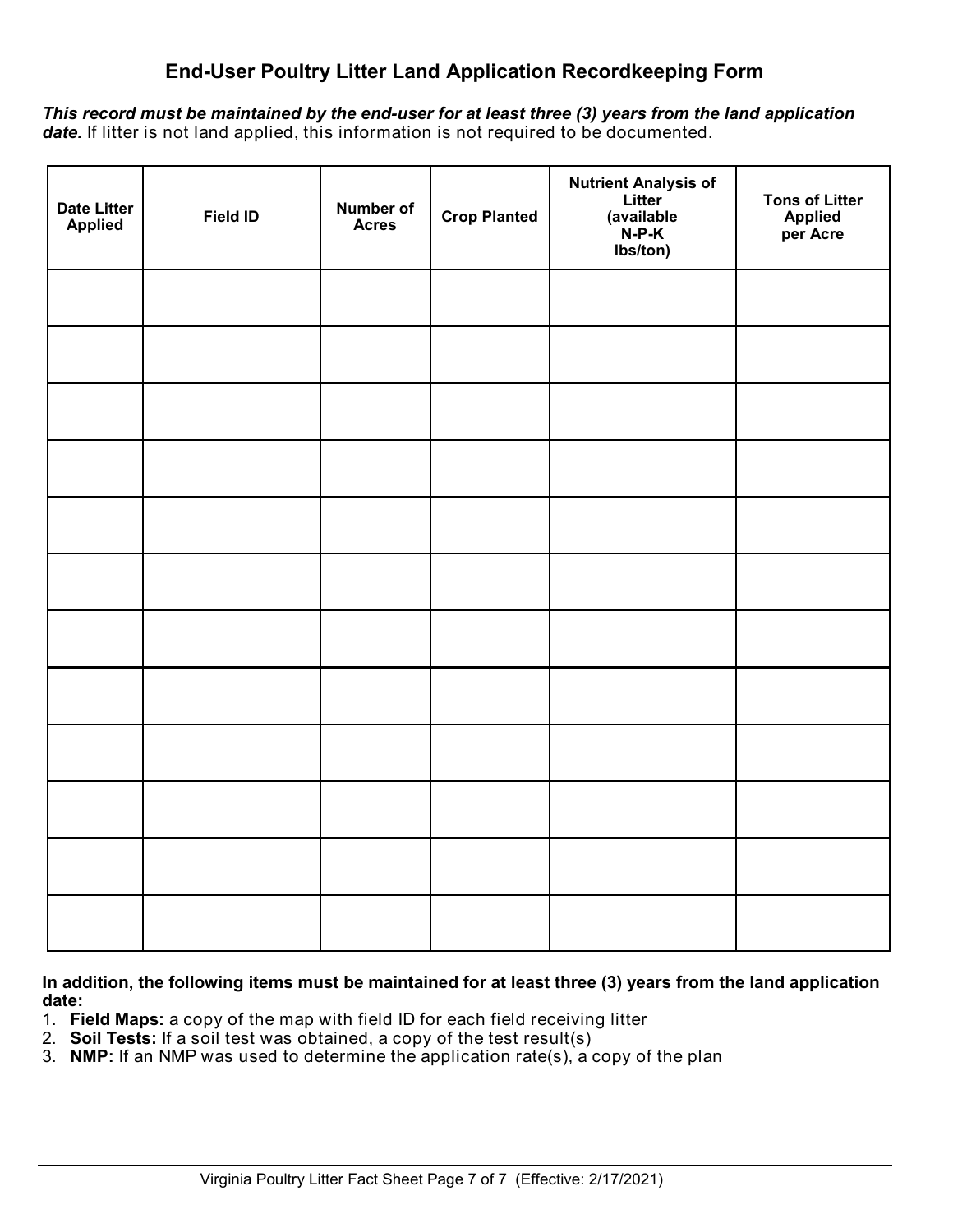# End-User Poultry Litter Land Application Recordkeeping Form

***This record must be maintained by the end-user for at least three (3) years from the land application date.*** If litter is not land applied, this information is not required to be documented.

| Date Litter Applied | Field ID | Number of Acres | Crop Planted | Nutrient Analysis of Litter (available N-P-K lbs/ton) | Tons of Litter Applied per Acre |
|---|---|---|---|---|---|
| | | | | | |
| | | | | | |
| | | | | | |
| | | | | | |
| | | | | | |
| | | | | | |
| | | | | | |
| | | | | | |
| | | | | | |
| | | | | | |
| | | | | | |
| | | | | | |

**In addition, the following items must be maintained for at least three (3) years from the land application date:**

1. **Field Maps:** a copy of the map with field ID for each field receiving litter
2. **Soil Tests:** If a soil test was obtained, a copy of the test result(s)
3. **NMP:** If an NMP was used to determine the application rate(s), a copy of the plan